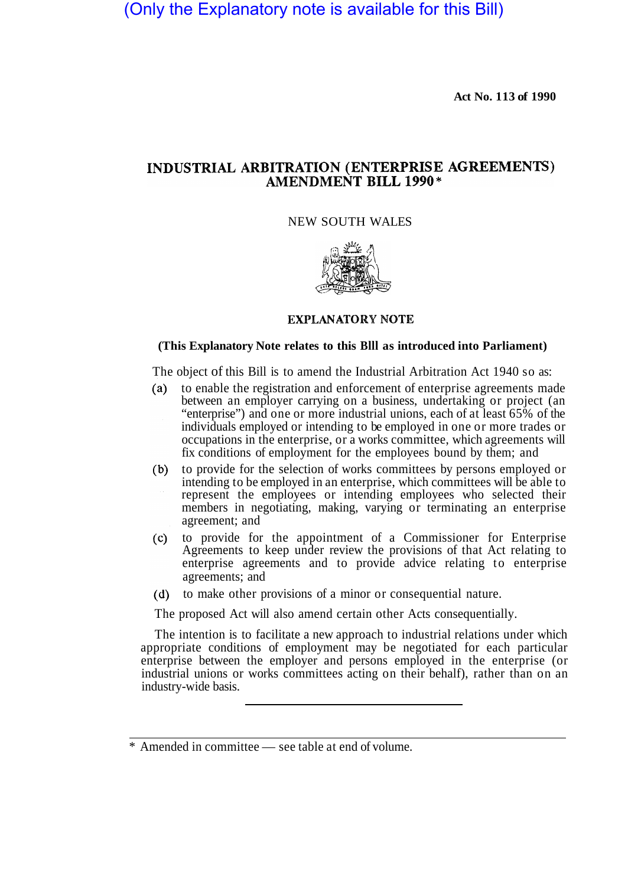(Only the Explanatory note is available for this Bill)

**Act No. 113 of 1990**

# INDUSTRIAL ARBITRATION (ENTERPRISE AGREEMENTS) AMENDMENT BILL 1990*

NEW SOUTH WALES

## EXPLANATORY NOTE

**(This Explanatory Note relates to this Blll as introduced into Parliament)**

The object of this Bill is to amend the Industrial Arbitration Act 1940 so as:

(a) to enable the registration and enforcement of enterprise agreements made between an employer carrying on a business, undertaking or project (an "enterprise") and one or more industrial unions, each of at least 65% of the individuals employed or intending to be employed in one or more trades or occupations in the enterprise, or a works committee, which agreements will fix conditions of employment for the employees bound by them; and

(b) to provide for the selection of works committees by persons employed or intending to be employed in an enterprise, which committees will be able to represent the employees or intending employees who selected their members in negotiating, making, varying or terminating an enterprise agreement; and

(c) to provide for the appointment of a Commissioner for Enterprise Agreements to keep under review the provisions of that Act relating to enterprise agreements and to provide advice relating to enterprise agreements; and

(d) to make other provisions of a minor or consequential nature.

The proposed Act will also amend certain other Acts consequentially.

The intention is to facilitate a new approach to industrial relations under which appropriate conditions of employment may be negotiated for each particular enterprise between the employer and persons employed in the enterprise (or industrial unions or works committees acting on their behalf), rather than on an industry-wide basis.

---

\* Amended in committee — see table at end of volume.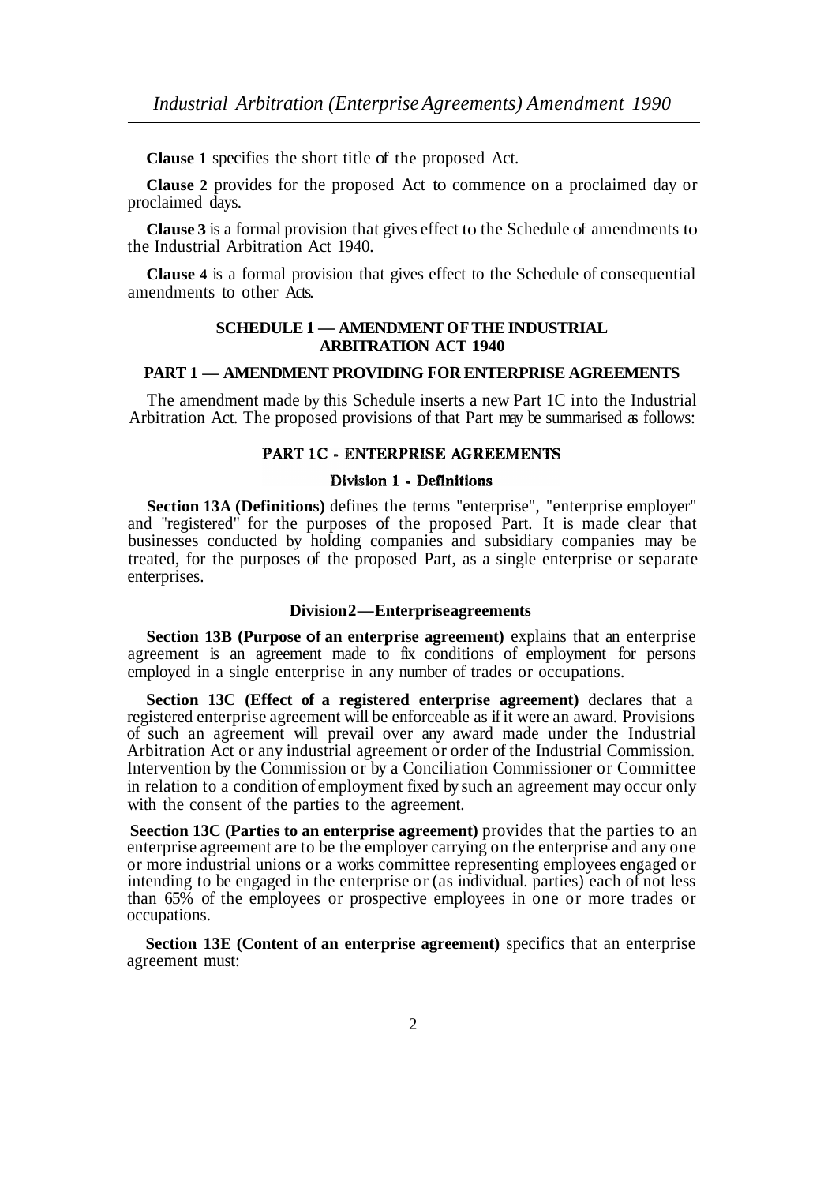**Clause 1** specifies the short title of the proposed Act.

**Clause 2** provides for the proposed Act to commence on a proclaimed day or proclaimed days.

**Clause 3** is a formal provision that gives effect to the Schedule of amendments to the Industrial Arbitration Act 1940.

**Clause 4** is a formal provision that gives effect to the Schedule of consequential amendments to other Acts.

## SCHEDULE 1 — AMENDMENT OF THE INDUSTRIAL ARBITRATION ACT 1940

### PART 1 — AMENDMENT PROVIDING FOR ENTERPRISE AGREEMENTS

The amendment made by this Schedule inserts a new Part 1C into the Industrial Arbitration Act. The proposed provisions of that Part may be summarised as follows:

### PART 1C - ENTERPRISE AGREEMENTS

#### Division 1 - Definitions

**Section 13A (Definitions)** defines the terms "enterprise", "enterprise employer" and "registered" for the purposes of the proposed Part. It is made clear that businesses conducted by holding companies and subsidiary companies may be treated, for the purposes of the proposed Part, as a single enterprise or separate enterprises.

#### Division2—Enterpriseagreements

**Section 13B (Purpose of an enterprise agreement)** explains that an enterprise agreement is an agreement made to fix conditions of employment for persons employed in a single enterprise in any number of trades or occupations.

**Section 13C (Effect of a registered enterprise agreement)** declares that a registered enterprise agreement will be enforceable as if it were an award. Provisions of such an agreement will prevail over any award made under the Industrial Arbitration Act or any industrial agreement or order of the Industrial Commission. Intervention by the Commission or by a Conciliation Commissioner or Committee in relation to a condition of employment fixed by such an agreement may occur only with the consent of the parties to the agreement.

**Seection 13C (Parties to an enterprise agreement)** provides that the parties to an enterprise agreement are to be the employer carrying on the enterprise and any one or more industrial unions or a works committee representing employees engaged or intending to be engaged in the enterprise or (as individual. parties) each of not less than 65% of the employees or prospective employees in one or more trades or occupations.

**Section 13E (Content of an enterprise agreement)** specifics that an enterprise agreement must: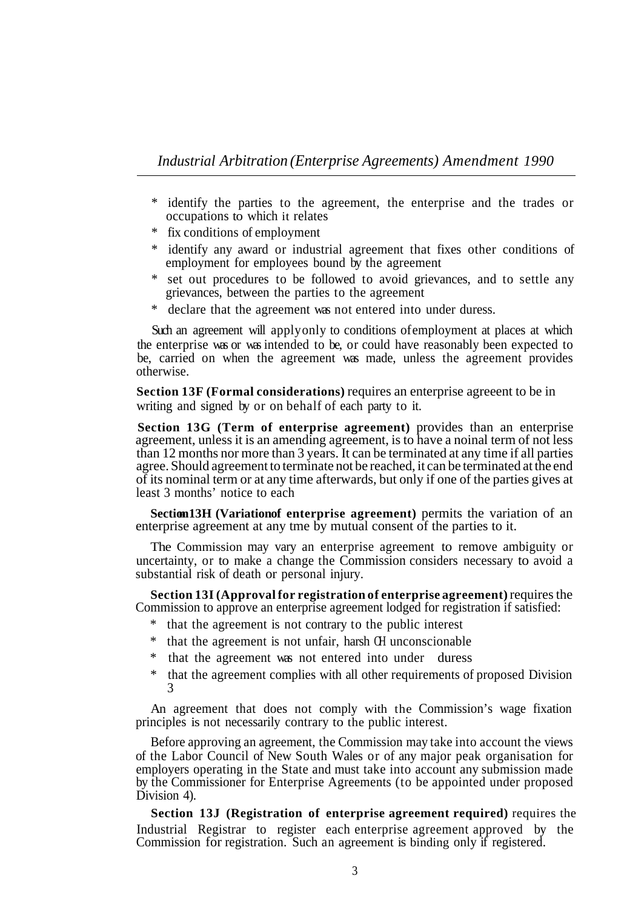* identify the parties to the agreement, the enterprise and the trades or occupations to which it relates
* fix conditions of employment
* identify any award or industrial agreement that fixes other conditions of employment for employees bound by the agreement
* set out procedures to be followed to avoid grievances, and to settle any grievances, between the parties to the agreement
* declare that the agreement was not entered into under duress.

Such an agreement will apply only to conditions of employment at places at which the enterprise was or was intended to be, or could have reasonably been expected to be, carried on when the agreement was made, unless the agreement provides otherwise.

**Section 13F (Formal considerations)** requires an enterprise agreeent to be in writing and signed by or on behalf of each party to it.

**Section 13G (Term of enterprise agreement)** provides than an enterprise agreement, unless it is an amending agreement, is to have a noinal term of not less than 12 months nor more than 3 years. It can be terminated at any time if all parties agree. Should agreement to terminate not be reached, it can be terminated at the end of its nominal term or at any time afterwards, but only if one of the parties gives at least 3 months' notice to each

**Section 13H (Variation of enterprise agreement)** permits the variation of an enterprise agreement at any tme by mutual consent of the parties to it.

The Commission may vary an enterprise agreement to remove ambiguity or uncertainty, or to make a change the Commission considers necessary to avoid a substantial risk of death or personal injury.

**Section 13I (Approval for registration of enterprise agreement)** requires the Commission to approve an enterprise agreement lodged for registration if satisfied:

* that the agreement is not contrary to the public interest
* that the agreement is not unfair, harsh OH unconscionable
* that the agreement was not entered into under duress
* that the agreement complies with all other requirements of proposed Division 3

An agreement that does not comply with the Commission's wage fixation principles is not necessarily contrary to the public interest.

Before approving an agreement, the Commission may take into account the views of the Labor Council of New South Wales or of any major peak organisation for employers operating in the State and must take into account any submission made by the Commissioner for Enterprise Agreements (to be appointed under proposed Division 4).

**Section 13J (Registration of enterprise agreement required)** requires the Industrial Registrar to register each enterprise agreement approved by the Commission for registration. Such an agreement is binding only if registered.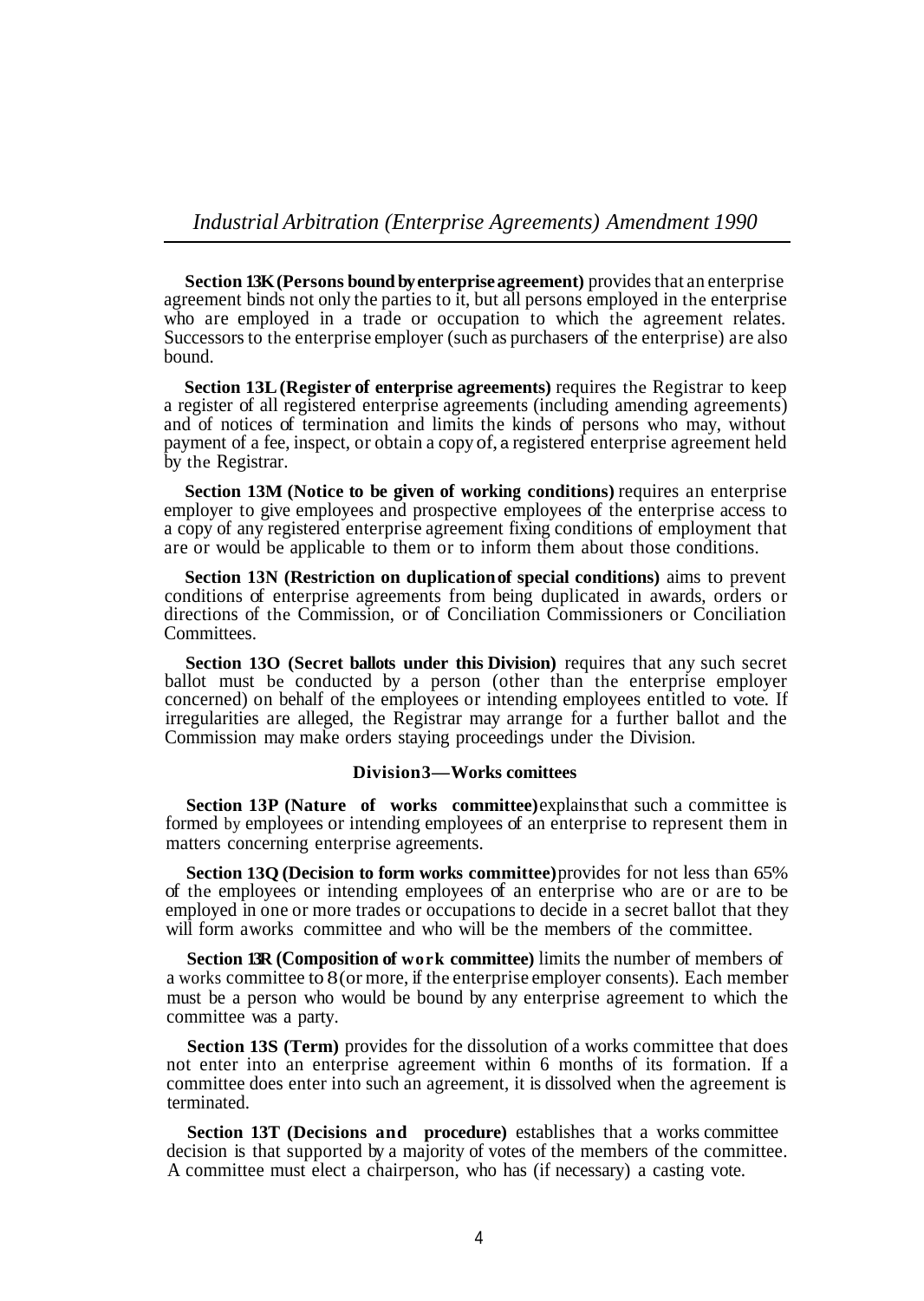**Section 13K (Persons bound by enterprise agreement)** provides that an enterprise agreement binds not only the parties to it, but all persons employed in the enterprise who are employed in a trade or occupation to which the agreement relates. Successors to the enterprise employer (such as purchasers of the enterprise) are also bound.

**Section 13L (Register of enterprise agreements)** requires the Registrar to keep a register of all registered enterprise agreements (including amending agreements) and of notices of termination and limits the kinds of persons who may, without payment of a fee, inspect, or obtain a copy of, a registered enterprise agreement held by the Registrar.

**Section 13M (Notice to be given of working conditions)** requires an enterprise employer to give employees and prospective employees of the enterprise access to a copy of any registered enterprise agreement fixing conditions of employment that are or would be applicable to them or to inform them about those conditions.

**Section 13N (Restriction on duplication of special conditions)** aims to prevent conditions of enterprise agreements from being duplicated in awards, orders or directions of the Commission, or of Conciliation Commissioners or Conciliation Committees.

**Section 13O (Secret ballots under this Division)** requires that any such secret ballot must be conducted by a person (other than the enterprise employer concerned) on behalf of the employees or intending employees entitled to vote. If irregularities are alleged, the Registrar may arrange for a further ballot and the Commission may make orders staying proceedings under the Division.

### Division 3—Works comittees

**Section 13P (Nature of works committee)** explains that such a committee is formed by employees or intending employees of an enterprise to represent them in matters concerning enterprise agreements.

**Section 13Q (Decision to form works committee)** provides for not less than 65% of the employees or intending employees of an enterprise who are or are to be employed in one or more trades or occupations to decide in a secret ballot that they will form a works committee and who will be the members of the committee.

**Section 13R (Composition of work committee)** limits the number of members of a works committee to 8 (or more, if the enterprise employer consents). Each member must be a person who would be bound by any enterprise agreement to which the committee was a party.

**Section 13S (Term)** provides for the dissolution of a works committee that does not enter into an enterprise agreement within 6 months of its formation. If a committee does enter into such an agreement, it is dissolved when the agreement is terminated.

**Section 13T (Decisions and procedure)** establishes that a works committee decision is that supported by a majority of votes of the members of the committee. A committee must elect a chairperson, who has (if necessary) a casting vote.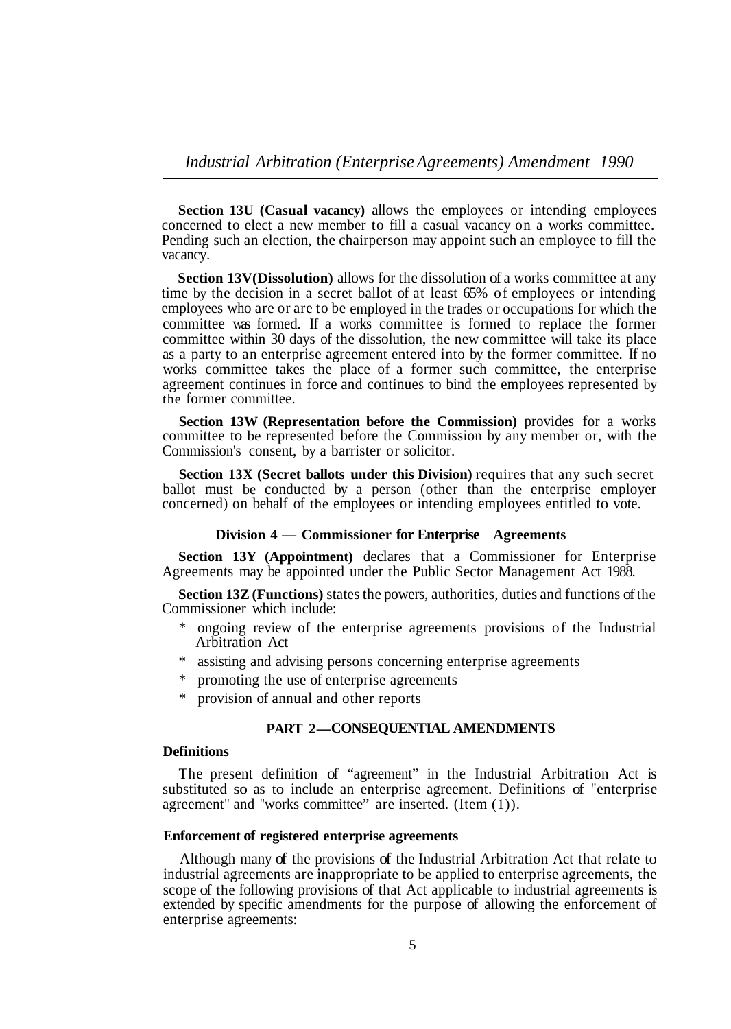**Section 13U (Casual vacancy)** allows the employees or intending employees concerned to elect a new member to fill a casual vacancy on a works committee. Pending such an election, the chairperson may appoint such an employee to fill the vacancy.

**Section 13V(Dissolution)** allows for the dissolution of a works committee at any time by the decision in a secret ballot of at least 65% of employees or intending employees who are or are to be employed in the trades or occupations for which the committee was formed. If a works committee is formed to replace the former committee within 30 days of the dissolution, the new committee will take its place as a party to an enterprise agreement entered into by the former committee. If no works committee takes the place of a former such committee, the enterprise agreement continues in force and continues to bind the employees represented by the former committee.

**Section 13W (Representation before the Commission)** provides for a works committee to be represented before the Commission by any member or, with the Commission's consent, by a barrister or solicitor.

**Section 13X (Secret ballots under this Division)** requires that any such secret ballot must be conducted by a person (other than the enterprise employer concerned) on behalf of the employees or intending employees entitled to vote.

### Division 4 — Commissioner for Enterprise Agreements

**Section 13Y (Appointment)** declares that a Commissioner for Enterprise Agreements may be appointed under the Public Sector Management Act 1988.

**Section 13Z (Functions)** states the powers, authorities, duties and functions of the Commissioner which include:

* ongoing review of the enterprise agreements provisions of the Industrial Arbitration Act
* assisting and advising persons concerning enterprise agreements
* promoting the use of enterprise agreements
* provision of annual and other reports

## PART 2—CONSEQUENTIAL AMENDMENTS

**Definitions**

The present definition of "agreement" in the Industrial Arbitration Act is substituted so as to include an enterprise agreement. Definitions of "enterprise agreement" and "works committee" are inserted. (Item (1)).

**Enforcement of registered enterprise agreements**

Although many of the provisions of the Industrial Arbitration Act that relate to industrial agreements are inappropriate to be applied to enterprise agreements, the scope of the following provisions of that Act applicable to industrial agreements is extended by specific amendments for the purpose of allowing the enforcement of enterprise agreements: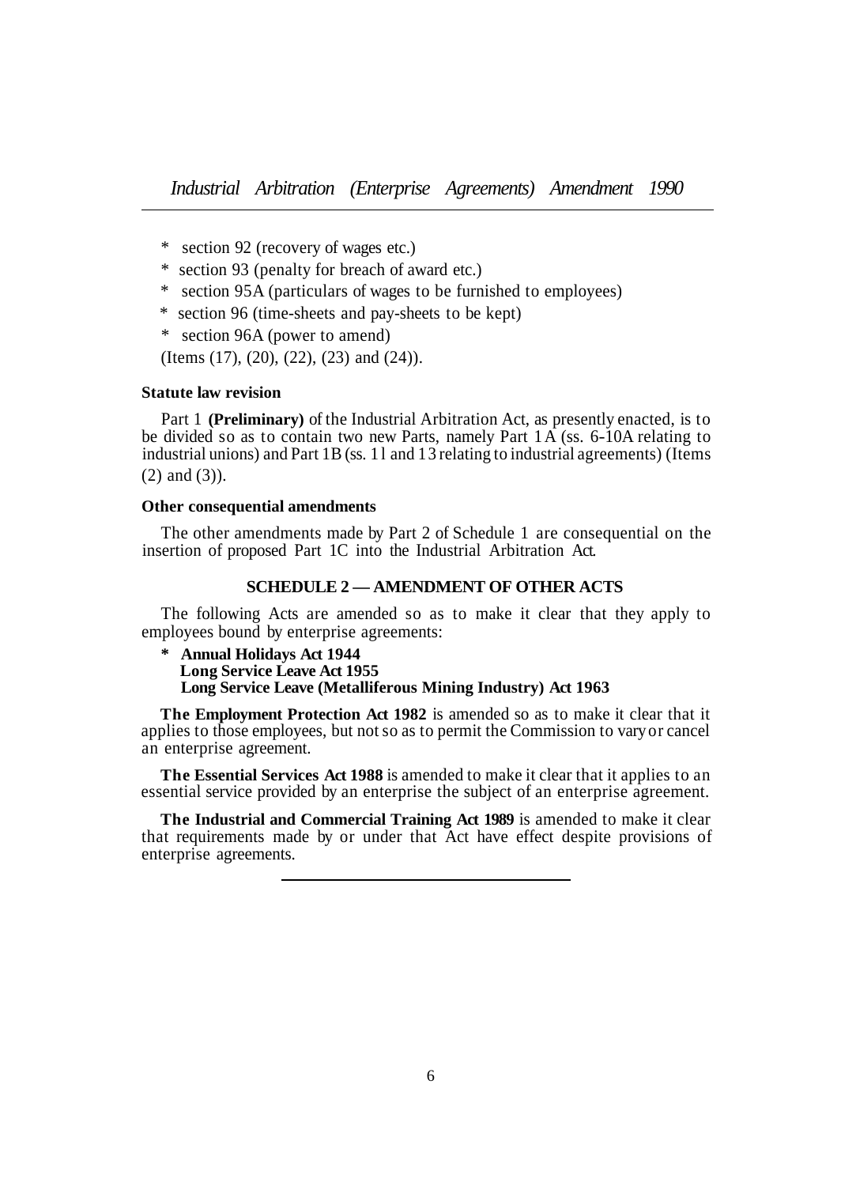* section 92 (recovery of wages etc.)
* section 93 (penalty for breach of award etc.)
* section 95A (particulars of wages to be furnished to employees)
* section 96 (time-sheets and pay-sheets to be kept)
* section 96A (power to amend)

(Items (17), (20), (22), (23) and (24)).

**Statute law revision**

Part 1 **(Preliminary)** of the Industrial Arbitration Act, as presently enacted, is to be divided so as to contain two new Parts, namely Part 1A (ss. 6-10A relating to industrial unions) and Part 1B (ss. 11 and 13 relating to industrial agreements) (Items (2) and (3)).

**Other consequential amendments**

The other amendments made by Part 2 of Schedule 1 are consequential on the insertion of proposed Part 1C into the Industrial Arbitration Act.

## SCHEDULE 2 — AMENDMENT OF OTHER ACTS

The following Acts are amended so as to make it clear that they apply to employees bound by enterprise agreements:

* **Annual Holidays Act 1944**
  **Long Service Leave Act 1955**
  **Long Service Leave (Metalliferous Mining Industry) Act 1963**

**The Employment Protection Act 1982** is amended so as to make it clear that it applies to those employees, but not so as to permit the Commission to vary or cancel an enterprise agreement.

**The Essential Services Act 1988** is amended to make it clear that it applies to an essential service provided by an enterprise the subject of an enterprise agreement.

**The Industrial and Commercial Training Act 1989** is amended to make it clear that requirements made by or under that Act have effect despite provisions of enterprise agreements.